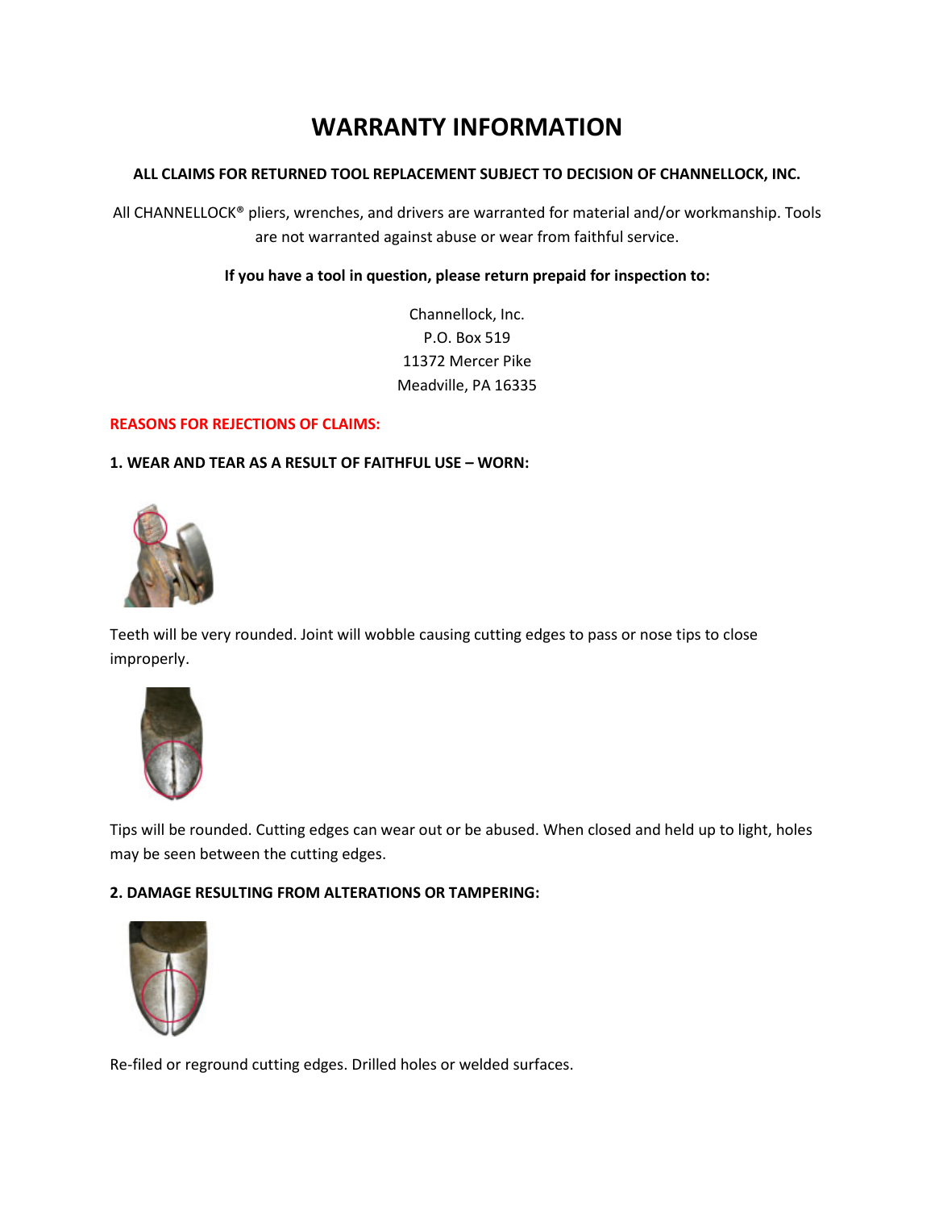# WARRANTY INFORMATION

**ALL CLAIMS FOR RETURNED TOOL REPLACEMENT SUBJECT TO DECISION OF CHANNELLOCK, INC.**

All CHANNELLOCK® pliers, wrenches, and drivers are warranted for material and/or workmanship. Tools are not warranted against abuse or wear from faithful service.

**If you have a tool in question, please return prepaid for inspection to:**

Channellock, Inc.
P.O. Box 519
11372 Mercer Pike
Meadville, PA 16335

**REASONS FOR REJECTIONS OF CLAIMS:**

**1. WEAR AND TEAR AS A RESULT OF FAITHFUL USE – WORN:**

Teeth will be very rounded. Joint will wobble causing cutting edges to pass or nose tips to close improperly.

Tips will be rounded. Cutting edges can wear out or be abused. When closed and held up to light, holes may be seen between the cutting edges.

**2. DAMAGE RESULTING FROM ALTERATIONS OR TAMPERING:**

Re-filed or reground cutting edges. Drilled holes or welded surfaces.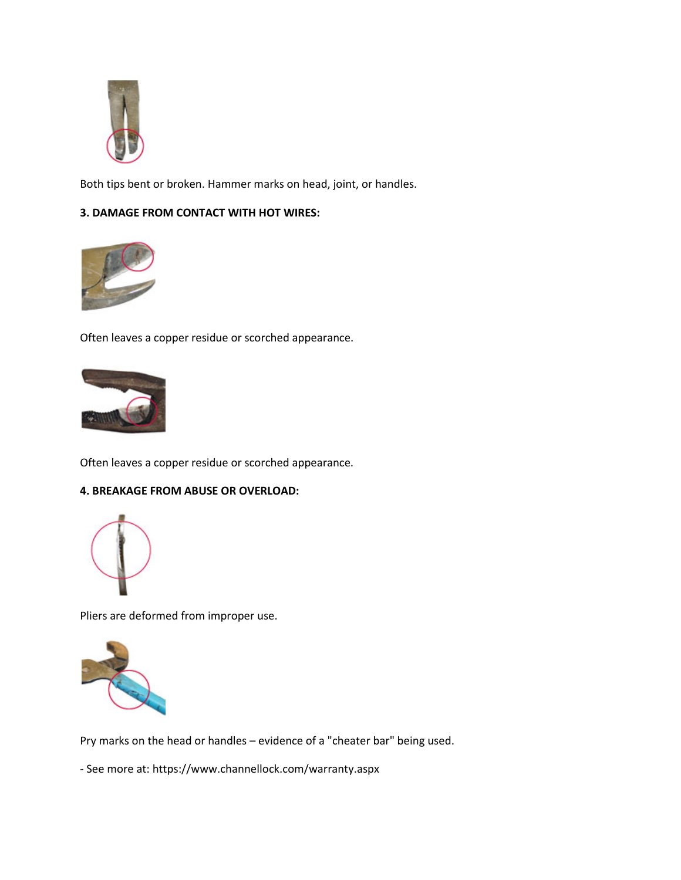Both tips bent or broken. Hammer marks on head, joint, or handles.

**3. DAMAGE FROM CONTACT WITH HOT WIRES:**

Often leaves a copper residue or scorched appearance.

Often leaves a copper residue or scorched appearance.

**4. BREAKAGE FROM ABUSE OR OVERLOAD:**

Pliers are deformed from improper use.

Pry marks on the head or handles – evidence of a "cheater bar" being used.

- See more at: https://www.channellock.com/warranty.aspx